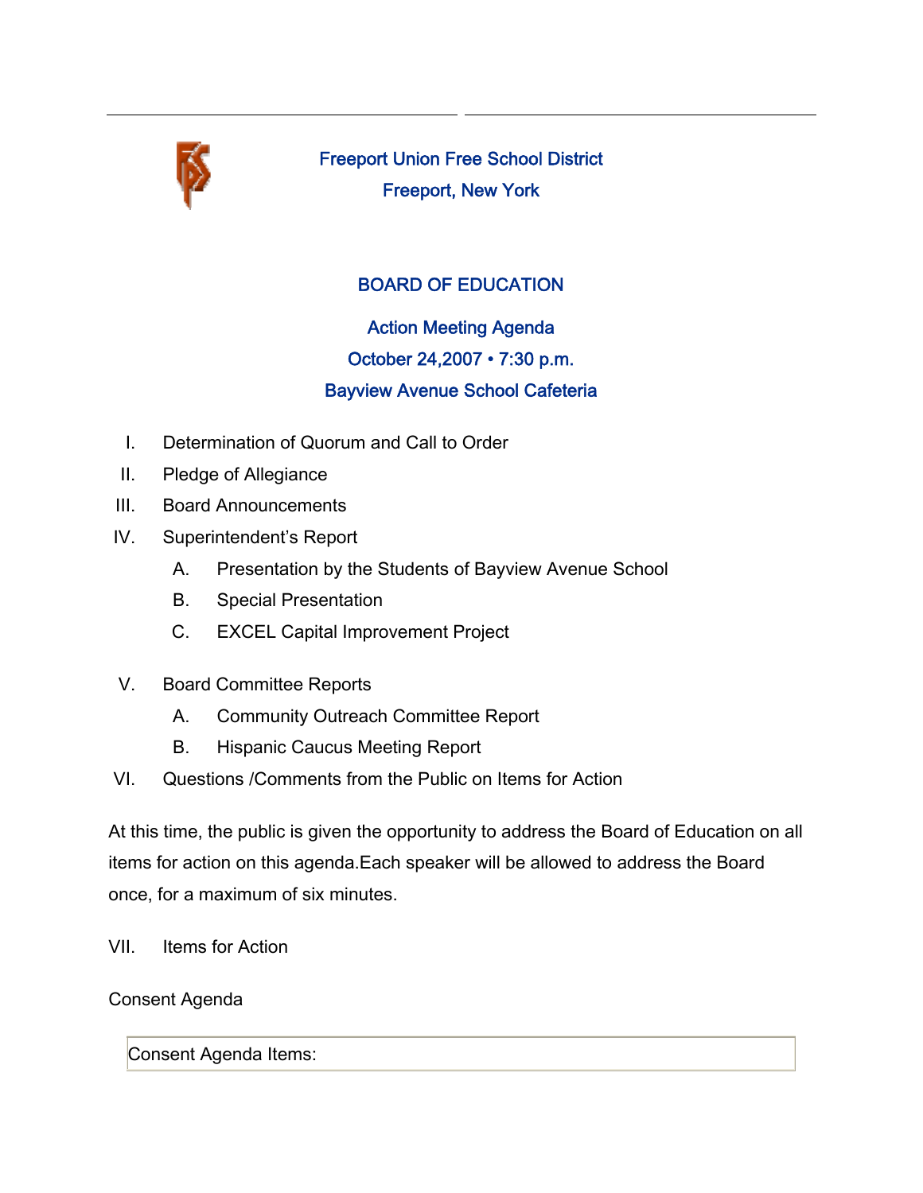# Freeport Union Free School District

## Freeport, New York

## BOARD OF EDUCATION

### Action Meeting Agenda

### October 24,2007 • 7:30 p.m.

### Bayview Avenue School Cafeteria

I. Determination of Quorum and Call to Order

II. Pledge of Allegiance

III. Board Announcements

IV. Superintendent's Report

   A. Presentation by the Students of Bayview Avenue School

   B. Special Presentation

   C. EXCEL Capital Improvement Project

V. Board Committee Reports

   A. Community Outreach Committee Report

   B. Hispanic Caucus Meeting Report

VI. Questions /Comments from the Public on Items for Action

At this time, the public is given the opportunity to address the Board of Education on all items for action on this agenda.Each speaker will be allowed to address the Board once, for a maximum of six minutes.

VII. Items for Action

Consent Agenda

| Consent Agenda Items: |
| --- |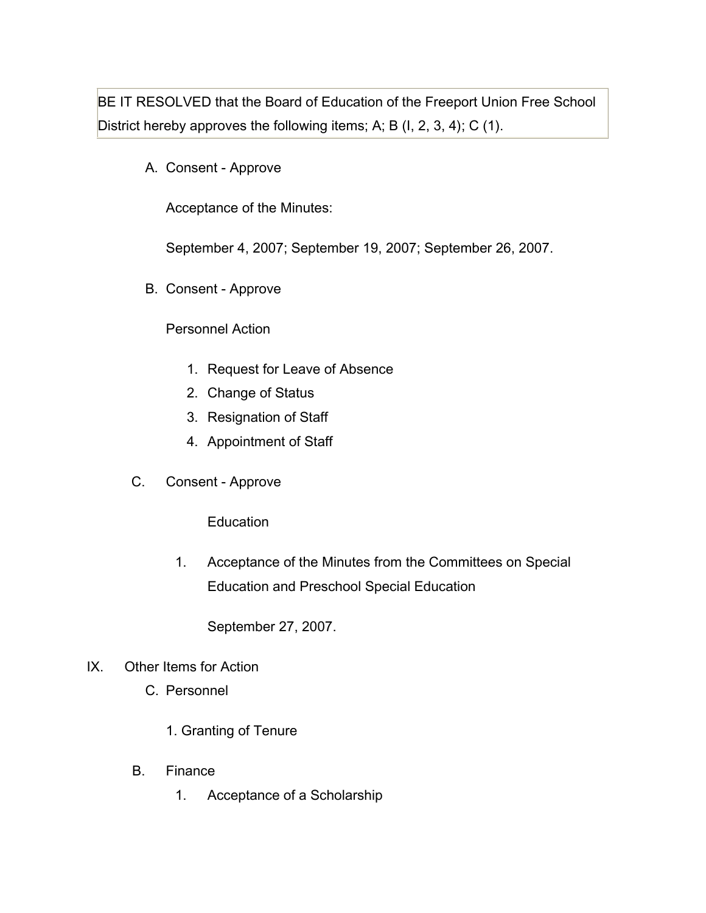BE IT RESOLVED that the Board of Education of the Freeport Union Free School District hereby approves the following items; A; B (I, 2, 3, 4); C (1).

A. Consent - Approve

   Acceptance of the Minutes:

   September 4, 2007; September 19, 2007; September 26, 2007.

B. Consent - Approve

   Personnel Action

   1. Request for Leave of Absence
   2. Change of Status
   3. Resignation of Staff
   4. Appointment of Staff

C. Consent - Approve

   Education

   1. Acceptance of the Minutes from the Committees on Special Education and Preschool Special Education

      September 27, 2007.

IX. Other Items for Action

   C. Personnel

      1. Granting of Tenure

   B. Finance

      1. Acceptance of a Scholarship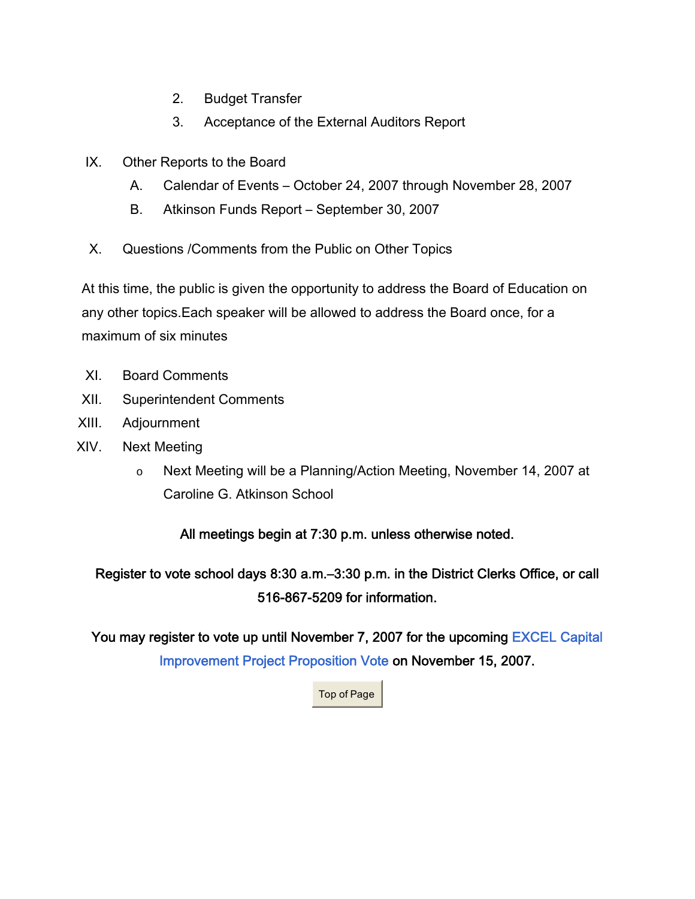2. Budget Transfer
3. Acceptance of the External Auditors Report

IX. Other Reports to the Board
   A. Calendar of Events – October 24, 2007 through November 28, 2007
   B. Atkinson Funds Report – September 30, 2007

X. Questions /Comments from the Public on Other Topics

At this time, the public is given the opportunity to address the Board of Education on any other topics.Each speaker will be allowed to address the Board once, for a maximum of six minutes

XI. Board Comments

XII. Superintendent Comments

XIII. Adjournment

XIV. Next Meeting
   - Next Meeting will be a Planning/Action Meeting, November 14, 2007 at Caroline G. Atkinson School

**All meetings begin at 7:30 p.m. unless otherwise noted.**

**Register to vote school days 8:30 a.m.–3:30 p.m. in the District Clerks Office, or call 516-867-5209 for information.**

**You may register to vote up until November 7, 2007 for the upcoming EXCEL Capital Improvement Project Proposition Vote on November 15, 2007.**

Top of Page